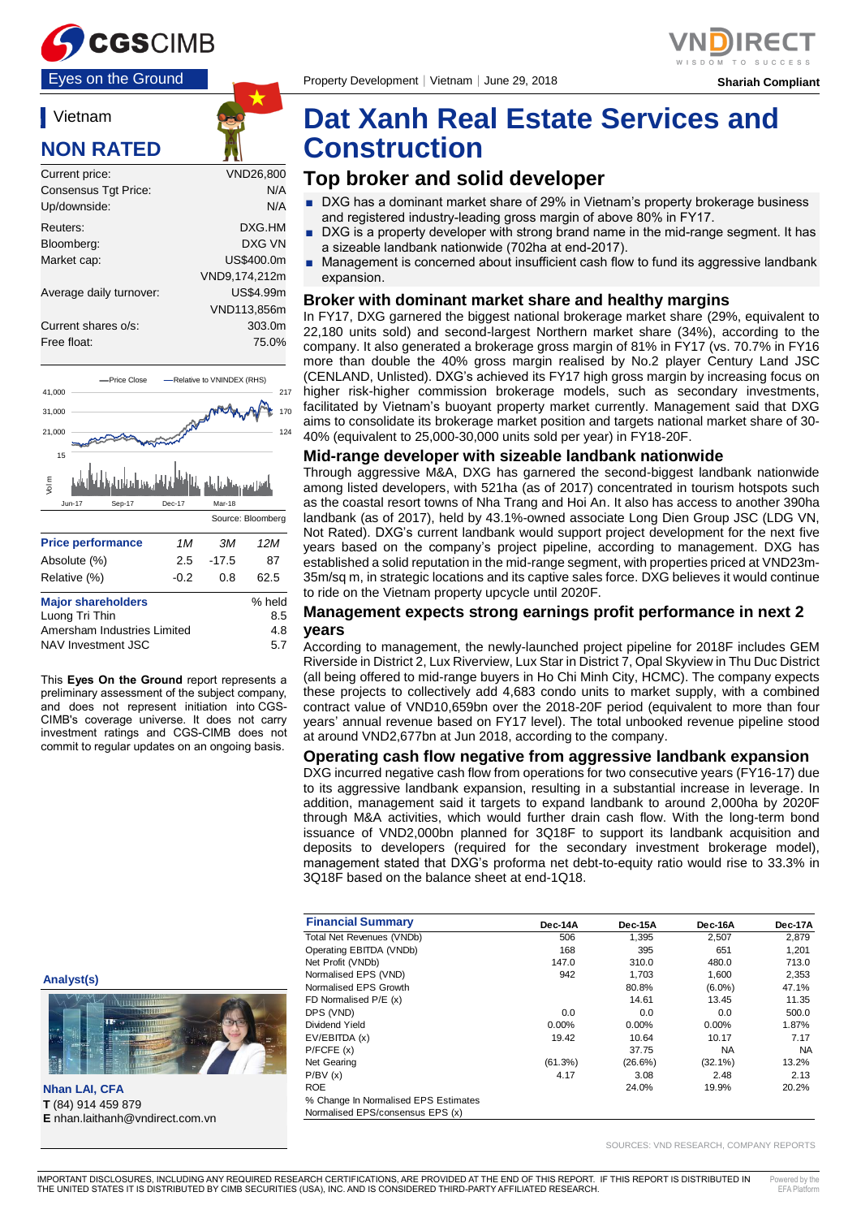Eyes on the Ground

Property Development | Vietnam | June 29, 2018

Shariah Compliant

## Vietnam

## NON RATED

| | |
|---|---|
| Current price: | VND26,800 |
| Consensus Tgt Price: | N/A |
| Up/downside: | N/A |
| Reuters: | DXG.HM |
| Bloomberg: | DXG VN |
| Market cap: | US$400.0m |
| | VND9,174,212m |
| Average daily turnover: | US$4.99m |
| | VND113,856m |
| Current shares o/s: | 303.0m |
| Free float: | 75.0% |

Source: Bloomberg

| Price performance | 1M | 3M | 12M |
|---|---|---|---|
| Absolute (%) | 2.5 | -17.5 | 87 |
| Relative (%) | -0.2 | 0.8 | 62.5 |

| Major shareholders | % held |
|---|---|
| Luong Tri Thin | 8.5 |
| Amersham Industries Limited | 4.8 |
| NAV Investment JSC | 5.7 |

This **Eyes On the Ground** report represents a preliminary assessment of the subject company, and does not represent initiation into CGS-CIMB's coverage universe. It does not carry investment ratings and CGS-CIMB does not commit to regular updates on an ongoing basis.

# Dat Xanh Real Estate Services and Construction

## Top broker and solid developer

- DXG has a dominant market share of 29% in Vietnam's property brokerage business and registered industry-leading gross margin of above 80% in FY17.
- DXG is a property developer with strong brand name in the mid-range segment. It has a sizeable landbank nationwide (702ha at end-2017).
- Management is concerned about insufficient cash flow to fund its aggressive landbank expansion.

### Broker with dominant market share and healthy margins

In FY17, DXG garnered the biggest national brokerage market share (29%, equivalent to 22,180 units sold) and second-largest Northern market share (34%), according to the company. It also generated a brokerage gross margin of 81% in FY17 (vs. 70.7% in FY16 more than double the 40% gross margin realised by No.2 player Century Land JSC (CENLAND, Unlisted). DXG's achieved its FY17 high gross margin by increasing focus on higher risk-higher commission brokerage models, such as secondary investments, facilitated by Vietnam's buoyant property market currently. Management said that DXG aims to consolidate its brokerage market position and targets national market share of 30-40% (equivalent to 25,000-30,000 units sold per year) in FY18-20F.

### Mid-range developer with sizeable landbank nationwide

Through aggressive M&A, DXG has garnered the second-biggest landbank nationwide among listed developers, with 521ha (as of 2017) concentrated in tourism hotspots such as the coastal resort towns of Nha Trang and Hoi An. It also has access to another 390ha landbank (as of 2017), held by 43.1%-owned associate Long Dien Group JSC (LDG VN, Not Rated). DXG's current landbank would support project development for the next five years based on the company's project pipeline, according to management. DXG has established a solid reputation in the mid-range segment, with properties priced at VND23m-35m/sq m, in strategic locations and its captive sales force. DXG believes it would continue to ride on the Vietnam property upcycle until 2020F.

### Management expects strong earnings profit performance in next 2 years

According to management, the newly-launched project pipeline for 2018F includes GEM Riverside in District 2, Lux Riverview, Lux Star in District 7, Opal Skyview in Thu Duc District (all being offered to mid-range buyers in Ho Chi Minh City, HCMC). The company expects these projects to collectively add 4,683 condo units to market supply, with a combined contract value of VND10,659bn over the 2018-20F period (equivalent to more than four years' annual revenue based on FY17 level). The total unbooked revenue pipeline stood at around VND2,677bn at Jun 2018, according to the company.

### Operating cash flow negative from aggressive landbank expansion

DXG incurred negative cash flow from operations for two consecutive years (FY16-17) due to its aggressive landbank expansion, resulting in a substantial increase in leverage. In addition, management said it targets to expand landbank to around 2,000ha by 2020F through M&A activities, which would further drain cash flow. With the long-term bond issuance of VND2,000bn planned for 3Q18F to support its landbank acquisition and deposits to developers (required for the secondary investment brokerage model), management stated that DXG's proforma net debt-to-equity ratio would rise to 33.3% in 3Q18F based on the balance sheet at end-1Q18.

**Analyst(s)**

**Nhan LAI, CFA**
**T** (84) 914 459 879
**E** nhan.laithanh@vndirect.com.vn

| Financial Summary | Dec-14A | Dec-15A | Dec-16A | Dec-17A |
|---|---|---|---|---|
| Total Net Revenues (VNDb) | 506 | 1,395 | 2,507 | 2,879 |
| Operating EBITDA (VNDb) | 168 | 395 | 651 | 1,201 |
| Net Profit (VNDb) | 147.0 | 310.0 | 480.0 | 713.0 |
| Normalised EPS (VND) | 942 | 1,703 | 1,600 | 2,353 |
| Normalised EPS Growth | | 80.8% | (6.0%) | 47.1% |
| FD Normalised P/E (x) | | 14.61 | 13.45 | 11.35 |
| DPS (VND) | 0.0 | 0.0 | 0.0 | 500.0 |
| Dividend Yield | 0.00% | 0.00% | 0.00% | 1.87% |
| EV/EBITDA (x) | 19.42 | 10.64 | 10.17 | 7.17 |
| P/FCFE (x) | | 37.75 | NA | NA |
| Net Gearing | (61.3%) | (26.6%) | (32.1%) | 13.2% |
| P/BV (x) | 4.17 | 3.08 | 2.48 | 2.13 |
| ROE | | 24.0% | 19.9% | 20.2% |
| % Change In Normalised EPS Estimates | | | | |
| Normalised EPS/consensus EPS (x) | | | | |

SOURCES: VND RESEARCH, COMPANY REPORTS

IMPORTANT DISCLOSURES, INCLUDING ANY REQUIRED RESEARCH CERTIFICATIONS, ARE PROVIDED AT THE END OF THIS REPORT. IF THIS REPORT IS DISTRIBUTED IN THE UNITED STATES IT IS DISTRIBUTED BY CIMB SECURITIES (USA), INC. AND IS CONSIDERED THIRD-PARTY AFFILIATED RESEARCH.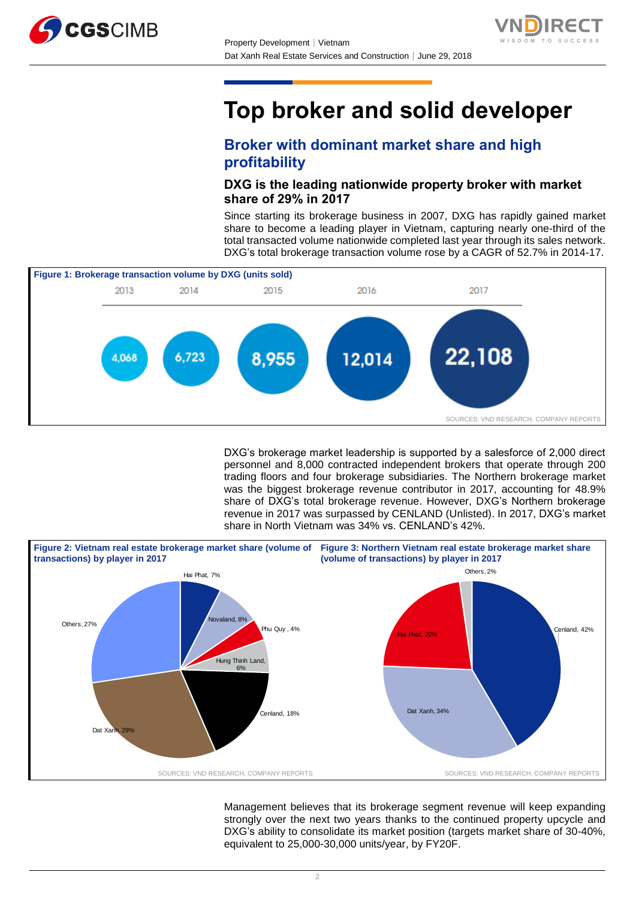# Top broker and solid developer

## Broker with dominant market share and high profitability

### DXG is the leading nationwide property broker with market share of 29% in 2017

Since starting its brokerage business in 2007, DXG has rapidly gained market share to become a leading player in Vietnam, capturing nearly one-third of the total transacted volume nationwide completed last year through its sales network. DXG's total brokerage transaction volume rose by a CAGR of 52.7% in 2014-17.

**Figure 1: Brokerage transaction volume by DXG (units sold)**

| 2013 | 2014 | 2015 | 2016 | 2017 |
|---|---|---|---|---|
| 4,068 | 6,723 | 8,955 | 12,014 | 22,108 |

SOURCES: VND RESEARCH, COMPANY REPORTS

DXG's brokerage market leadership is supported by a salesforce of 2,000 direct personnel and 8,000 contracted independent brokers that operate through 200 trading floors and four brokerage subsidiaries. The Northern brokerage market was the biggest brokerage revenue contributor in 2017, accounting for 48.9% share of DXG's total brokerage revenue. However, DXG's Northern brokerage revenue in 2017 was surpassed by CENLAND (Unlisted). In 2017, DXG's market share in North Vietnam was 34% vs. CENLAND's 42%.

**Figure 2: Vietnam real estate brokerage market share (volume of transactions) by player in 2017**

| Player | Share |
|---|---|
| Hai Phat | 7% |
| Novaland | 8% |
| Phu Quy | 4% |
| Hung Thinh Land | 6% |
| Cenland | 18% |
| Dat Xanh | 29% |
| Others | 27% |

SOURCES: VND RESEARCH, COMPANY REPORTS

**Figure 3: Northern Vietnam real estate brokerage market share (volume of transactions) by player in 2017**

| Player | Share |
|---|---|
| Cenland | 42% |
| Dat Xanh | 34% |
| Hai Phat | 22% |
| Others | 2% |

SOURCES: VND RESEARCH, COMPANY REPORTS

Management believes that its brokerage segment revenue will keep expanding strongly over the next two years thanks to the continued property upcycle and DXG's ability to consolidate its market position (targets market share of 30-40%, equivalent to 25,000-30,000 units/year, by FY20F.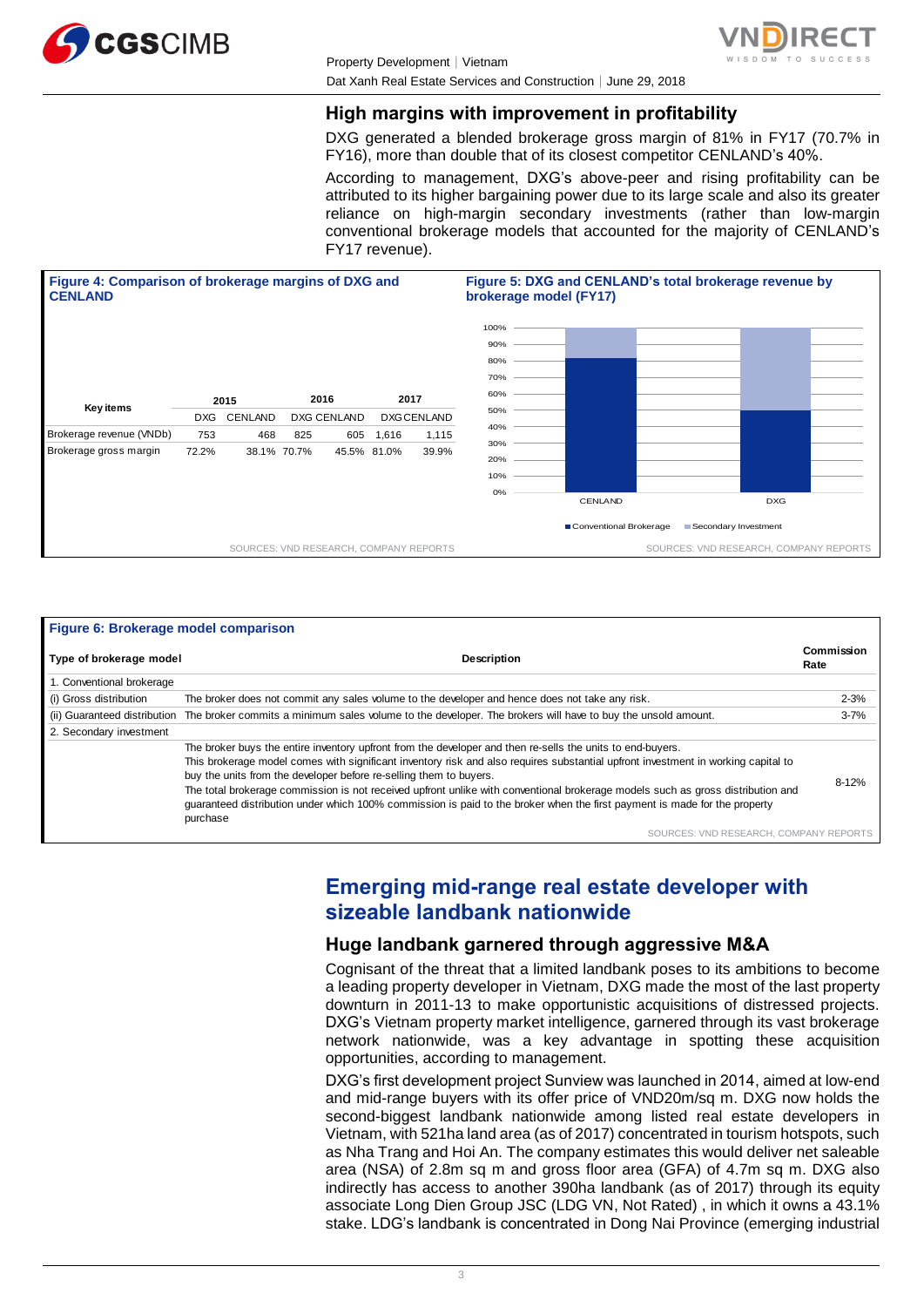## High margins with improvement in profitability

DXG generated a blended brokerage gross margin of 81% in FY17 (70.7% in FY16), more than double that of its closest competitor CENLAND's 40%.

According to management, DXG's above-peer and rising profitability can be attributed to its higher bargaining power due to its large scale and also its greater reliance on high-margin secondary investments (rather than low-margin conventional brokerage models that accounted for the majority of CENLAND's FY17 revenue).

**Figure 4: Comparison of brokerage margins of DXG and CENLAND**

| Key items | 2015 | | 2016 | | 2017 | |
|---|---|---|---|---|---|---|
| | DXG | CENLAND | DXG | CENLAND | DXG | CENLAND |
| Brokerage revenue (VNDb) | 753 | 468 | 825 | 605 | 1,616 | 1,115 |
| Brokerage gross margin | 72.2% | 38.1% | 70.7% | 45.5% | 81.0% | 39.9% |

SOURCES: VND RESEARCH, COMPANY REPORTS

**Figure 5: DXG and CENLAND's total brokerage revenue by brokerage model (FY17)**

| | Conventional Brokerage | Secondary Investment |
|---|---|---|
| CENLAND | ~83% | ~17% |
| DXG | ~49% | ~51% |

SOURCES: VND RESEARCH, COMPANY REPORTS

**Figure 6: Brokerage model comparison**

| Type of brokerage model | Description | Commission Rate |
|---|---|---|
| 1. Conventional brokerage | | |
| (i) Gross distribution | The broker does not commit any sales volume to the developer and hence does not take any risk. | 2-3% |
| (ii) Guaranteed distribution | The broker commits a minimum sales volume to the developer. The brokers will have to buy the unsold amount. | 3-7% |
| 2. Secondary investment | | |
| | The broker buys the entire inventory upfront from the developer and then re-sells the units to end-buyers. This brokerage model comes with significant inventory risk and also requires substantial upfront investment in working capital to buy the units from the developer before re-selling them to buyers. The total brokerage commission is not received upfront unlike with conventional brokerage models such as gross distribution and guaranteed distribution under which 100% commission is paid to the broker when the first payment is made for the property purchase | 8-12% |

SOURCES: VND RESEARCH, COMPANY REPORTS

# Emerging mid-range real estate developer with sizeable landbank nationwide

## Huge landbank garnered through aggressive M&A

Cognisant of the threat that a limited landbank poses to its ambitions to become a leading property developer in Vietnam, DXG made the most of the last property downturn in 2011-13 to make opportunistic acquisitions of distressed projects. DXG's Vietnam property market intelligence, garnered through its vast brokerage network nationwide, was a key advantage in spotting these acquisition opportunities, according to management.

DXG's first development project Sunview was launched in 2014, aimed at low-end and mid-range buyers with its offer price of VND20m/sq m. DXG now holds the second-biggest landbank nationwide among listed real estate developers in Vietnam, with 521ha land area (as of 2017) concentrated in tourism hotspots, such as Nha Trang and Hoi An. The company estimates this would deliver net saleable area (NSA) of 2.8m sq m and gross floor area (GFA) of 4.7m sq m. DXG also indirectly has access to another 390ha landbank (as of 2017) through its equity associate Long Dien Group JSC (LDG VN, Not Rated) , in which it owns a 43.1% stake. LDG's landbank is concentrated in Dong Nai Province (emerging industrial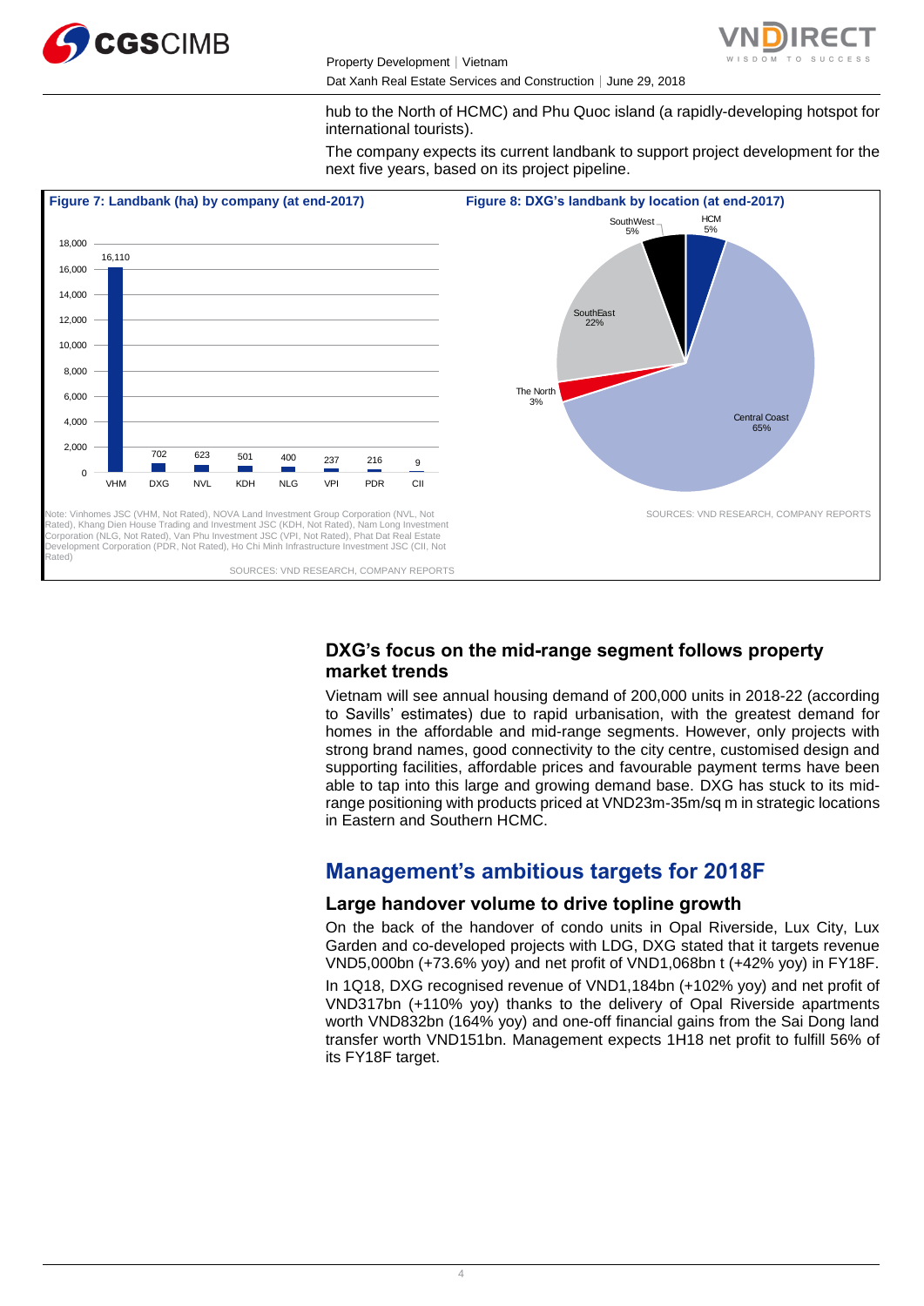hub to the North of HCMC) and Phu Quoc island (a rapidly-developing hotspot for international tourists).

The company expects its current landbank to support project development for the next five years, based on its project pipeline.

**Figure 7: Landbank (ha) by company (at end-2017)**

| Company | Landbank (ha) |
|---|---|
| VHM | 16,110 |
| DXG | 702 |
| NVL | 623 |
| KDH | 501 |
| NLG | 400 |
| VPI | 237 |
| PDR | 216 |
| CII | 9 |

Note: Vinhomes JSC (VHM, Not Rated), NOVA Land Investment Group Corporation (NVL, Not Rated), Khang Dien House Trading and Investment JSC (KDH, Not Rated), Nam Long Investment Corporation (NLG, Not Rated), Van Phu Investment JSC (VPI, Not Rated), Phat Dat Real Estate Development Corporation (PDR, Not Rated), Ho Chi Minh Infrastructure Investment JSC (CII, Not Rated)

SOURCES: VND RESEARCH, COMPANY REPORTS

**Figure 8: DXG's landbank by location (at end-2017)**

| Location | Share |
|---|---|
| HCM | 5% |
| Central Coast | 65% |
| The North | 3% |
| SouthEast | 22% |
| SouthWest | 5% |

SOURCES: VND RESEARCH, COMPANY REPORTS

### DXG's focus on the mid-range segment follows property market trends

Vietnam will see annual housing demand of 200,000 units in 2018-22 (according to Savills' estimates) due to rapid urbanisation, with the greatest demand for homes in the affordable and mid-range segments. However, only projects with strong brand names, good connectivity to the city centre, customised design and supporting facilities, affordable prices and favourable payment terms have been able to tap into this large and growing demand base. DXG has stuck to its mid-range positioning with products priced at VND23m-35m/sq m in strategic locations in Eastern and Southern HCMC.

## Management's ambitious targets for 2018F

### Large handover volume to drive topline growth

On the back of the handover of condo units in Opal Riverside, Lux City, Lux Garden and co-developed projects with LDG, DXG stated that it targets revenue VND5,000bn (+73.6% yoy) and net profit of VND1,068bn t (+42% yoy) in FY18F.

In 1Q18, DXG recognised revenue of VND1,184bn (+102% yoy) and net profit of VND317bn (+110% yoy) thanks to the delivery of Opal Riverside apartments worth VND832bn (164% yoy) and one-off financial gains from the Sai Dong land transfer worth VND151bn. Management expects 1H18 net profit to fulfill 56% of its FY18F target.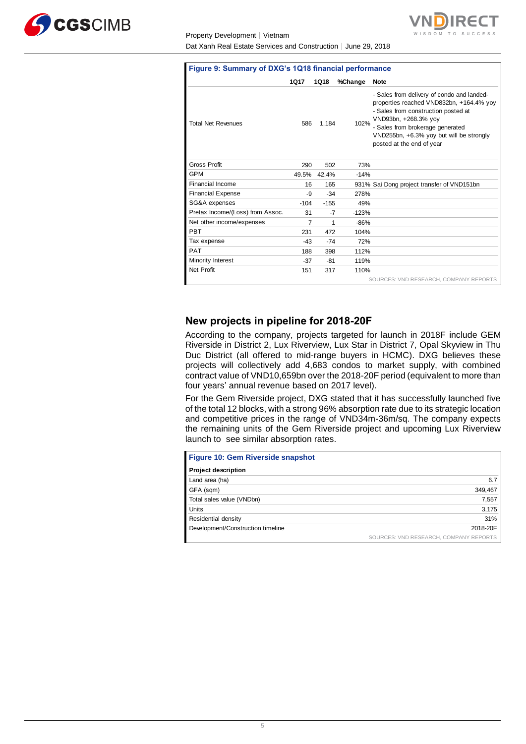**Figure 9: Summary of DXG's 1Q18 financial performance**

| | 1Q17 | 1Q18 | %Change | Note |
|---|---|---|---|---|
| Total Net Revenues | 586 | 1,184 | 102% | - Sales from delivery of condo and landed-properties reached VND832bn, +164.4% yoy<br>- Sales from construction posted at VND93bn, +268.3% yoy<br>- Sales from brokerage generated VND255bn, +6.3% yoy but will be strongly posted at the end of year |
| Gross Profit | 290 | 502 | 73% | |
| GPM | 49.5% | 42.4% | -14% | |
| Financial Income | 16 | 165 | 931% | Sai Dong project transfer of VND151bn |
| Financial Expense | -9 | -34 | 278% | |
| SG&A expenses | -104 | -155 | 49% | |
| Pretax Income/(Loss) from Assoc. | 31 | -7 | -123% | |
| Net other income/expenses | 7 | 1 | -86% | |
| PBT | 231 | 472 | 104% | |
| Tax expense | -43 | -74 | 72% | |
| PAT | 188 | 398 | 112% | |
| Minority Interest | -37 | -81 | 119% | |
| Net Profit | 151 | 317 | 110% | |

SOURCES: VND RESEARCH, COMPANY REPORTS

## New projects in pipeline for 2018-20F

According to the company, projects targeted for launch in 2018F include GEM Riverside in District 2, Lux Riverview, Lux Star in District 7, Opal Skyview in Thu Duc District (all offered to mid-range buyers in HCMC). DXG believes these projects will collectively add 4,683 condos to market supply, with combined contract value of VND10,659bn over the 2018-20F period (equivalent to more than four years' annual revenue based on 2017 level).

For the Gem Riverside project, DXG stated that it has successfully launched five of the total 12 blocks, with a strong 96% absorption rate due to its strategic location and competitive prices in the range of VND34m-36m/sq. The company expects the remaining units of the Gem Riverside project and upcoming Lux Rerview launch to see similar absorption rates.

**Figure 10: Gem Riverside snapshot**

| Project description | |
|---|---|
| Land area (ha) | 6.7 |
| GFA (sqm) | 349,467 |
| Total sales value (VNDbn) | 7,557 |
| Units | 3,175 |
| Residential density | 31% |
| Development/Construction timeline | 2018-20F |

SOURCES: VND RESEARCH, COMPANY REPORTS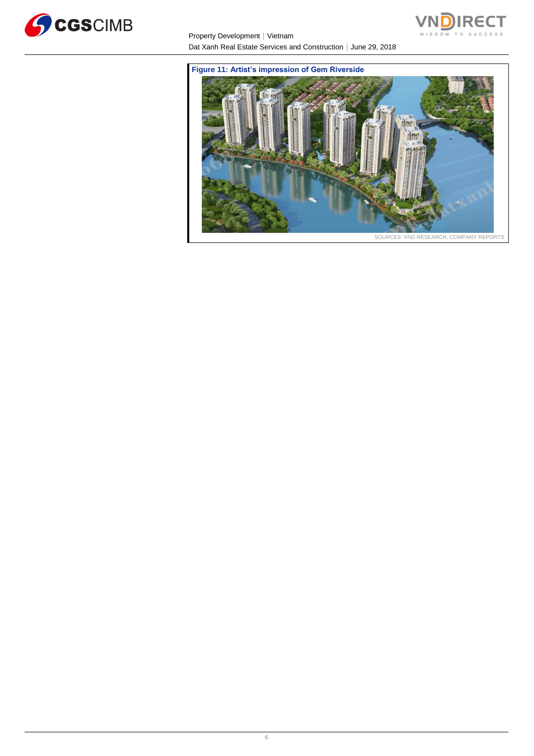**Figure 11: Artist's impression of Gem Riverside**

SOURCES: VND RESEARCH, COMPANY REPORTS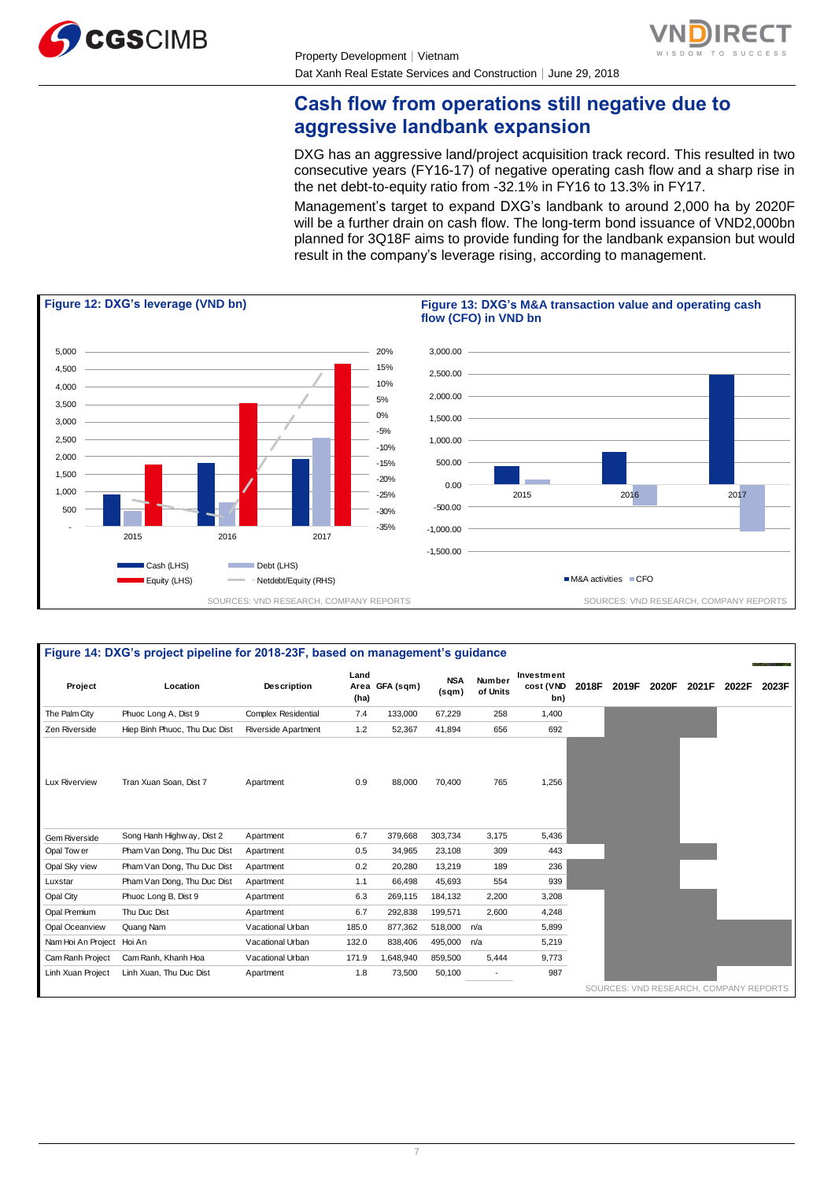## Cash flow from operations still negative due to aggressive landbank expansion

DXG has an aggressive land/project acquisition track record. This resulted in two consecutive years (FY16-17) of negative operating cash flow and a sharp rise in the net debt-to-equity ratio from -32.1% in FY16 to 13.3% in FY17.

Management's target to expand DXG's landbank to around 2,000 ha by 2020F will be a further drain on cash flow. The long-term bond issuance of VND2,000bn planned for 3Q18F aims to provide funding for the landbank expansion but would result in the company's leverage rising, according to management.

**Figure 12: DXG's leverage (VND bn)**

SOURCES: VND RESEARCH, COMPANY REPORTS

**Figure 13: DXG's M&A transaction value and operating cash flow (CFO) in VND bn**

SOURCES: VND RESEARCH, COMPANY REPORTS

**Figure 14: DXG's project pipeline for 2018-23F, based on management's guidance**

| Project | Location | Description | Land Area (ha) | GFA (sqm) | NSA (sqm) | Number of Units | Investment cost (VND bn) | 2018F | 2019F | 2020F | 2021F | 2022F | 2023F |
|---|---|---|---|---|---|---|---|---|---|---|---|---|---|
| The Palm City | Phuoc Long A, Dist 9 | Complex Residential | 7.4 | 133,000 | 67,229 | 258 | 1,400 | | | | | | |
| Zen Riverside | Hiep Binh Phuoc, Thu Duc Dist | Riverside Apartment | 1.2 | 52,367 | 41,894 | 656 | 692 | | | | | | |
| Lux Riverview | Tran Xuan Soan, Dist 7 | Apartment | 0.9 | 88,000 | 70,400 | 765 | 1,256 | | | | | | |
| Gem Riverside | Song Hanh Highway, Dist 2 | Apartment | 6.7 | 379,668 | 303,734 | 3,175 | 5,436 | | | | | | |
| Opal Tower | Pham Van Dong, Thu Duc Dist | Apartment | 0.5 | 34,965 | 23,108 | 309 | 443 | | | | | | |
| Opal Sky view | Pham Van Dong, Thu Duc Dist | Apartment | 0.2 | 20,280 | 13,219 | 189 | 236 | | | | | | |
| Luxstar | Pham Van Dong, Thu Duc Dist | Apartment | 1.1 | 66,498 | 45,693 | 554 | 939 | | | | | | |
| Opal City | Phuoc Long B, Dist 9 | Apartment | 6.3 | 269,115 | 184,132 | 2,200 | 3,208 | | | | | | |
| Opal Premium | Thu Duc Dist | Apartment | 6.7 | 292,838 | 199,571 | 2,600 | 4,248 | | | | | | |
| Opal Oceanview | Quang Nam | Vacational Urban | 185.0 | 877,362 | 518,000 | n/a | 5,899 | | | | | | |
| Nam Hoi An Project | Hoi An | Vacational Urban | 132.0 | 838,406 | 495,000 | n/a | 5,219 | | | | | | |
| Cam Ranh Project | Cam Ranh, Khanh Hoa | Vacational Urban | 171.9 | 1,648,940 | 859,500 | 5,444 | 9,773 | | | | | | |
| Linh Xuan Project | Linh Xuan, Thu Duc Dist | Apartment | 1.8 | 73,500 | 50,100 | - | 987 | | | | | | |

SOURCES: VND RESEARCH, COMPANY REPORTS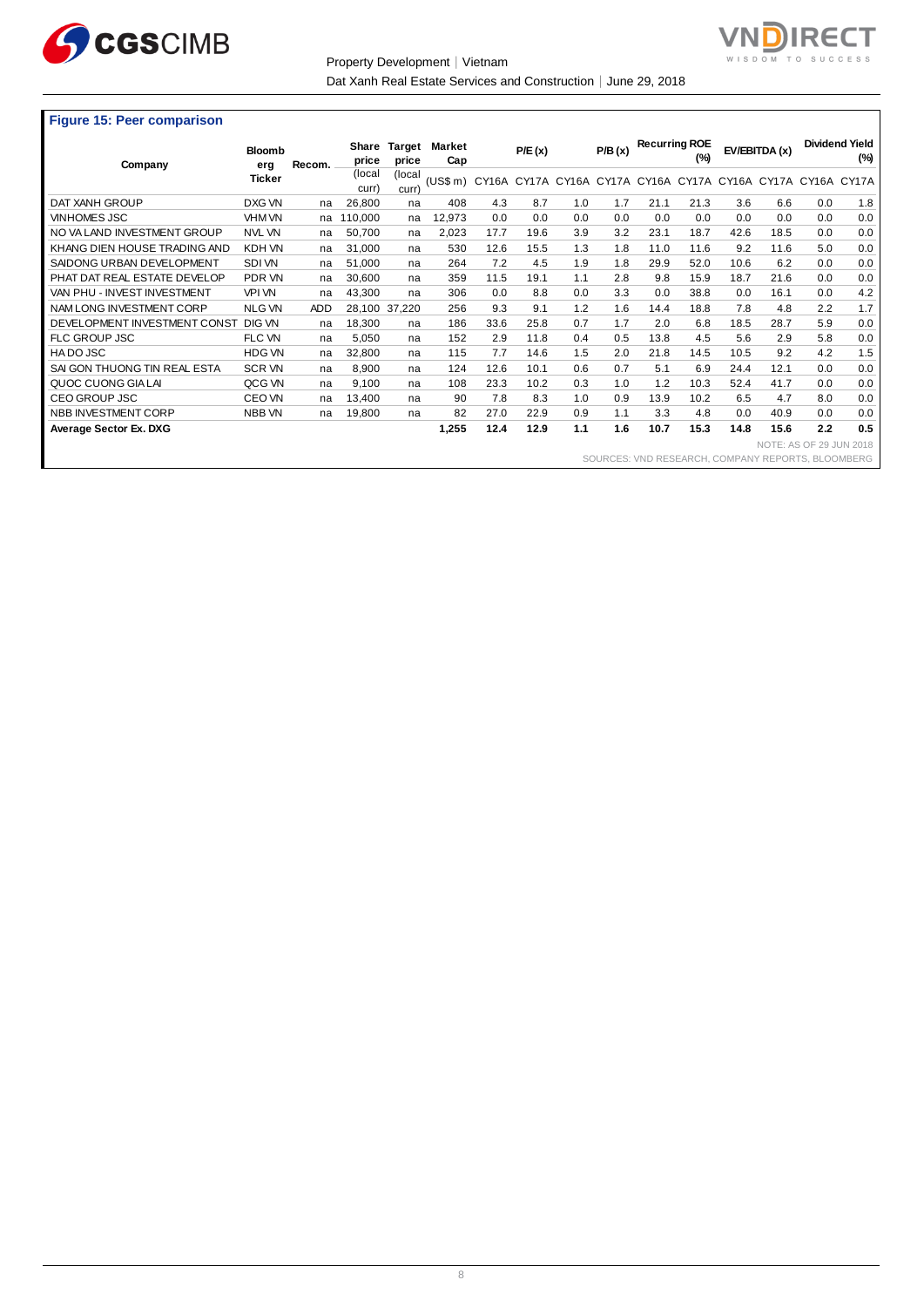**Figure 15: Peer comparison**

| Company | Bloomberg Ticker | Recom. | Share price (local curr) | Target price (local curr) | Market Cap (US$ m) | P/E (x) | | P/B (x) | | Recurring ROE (%) | | EV/EBITDA (x) | | Dividend Yield (%) | |
|---|---|---|---|---|---|---|---|---|---|---|---|---|---|---|---|
| | | | | | | CY16A | CY17A | CY16A | CY17A | CY16A | CY17A | CY16A | CY17A | CY16A | CY17A |
| DAT XANH GROUP | DXG VN | na | 26,800 | na | 408 | 4.3 | 8.7 | 1.0 | 1.7 | 21.1 | 21.3 | 3.6 | 6.6 | 0.0 | 1.8 |
| VINHOMES JSC | VHM VN | na | 110,000 | na | 12,973 | 0.0 | 0.0 | 0.0 | 0.0 | 0.0 | 0.0 | 0.0 | 0.0 | 0.0 | 0.0 |
| NO VA LAND INVESTMENT GROUP | NVL VN | na | 50,700 | na | 2,023 | 17.7 | 19.6 | 3.9 | 3.2 | 23.1 | 18.7 | 42.6 | 18.5 | 0.0 | 0.0 |
| KHANG DIEN HOUSE TRADING AND | KDH VN | na | 31,000 | na | 530 | 12.6 | 15.5 | 1.3 | 1.8 | 11.0 | 11.6 | 9.2 | 11.6 | 5.0 | 0.0 |
| SAIDONG URBAN DEVELOPMENT | SDI VN | na | 51,000 | na | 264 | 7.2 | 4.5 | 1.9 | 1.8 | 29.9 | 52.0 | 10.6 | 6.2 | 0.0 | 0.0 |
| PHAT DAT REAL ESTATE DEVELOP | PDR VN | na | 30,600 | na | 359 | 11.5 | 19.1 | 1.1 | 2.8 | 9.8 | 15.9 | 18.7 | 21.6 | 0.0 | 0.0 |
| VAN PHU - INVEST INVESTMENT | VPI VN | na | 43,300 | na | 306 | 0.0 | 8.8 | 0.0 | 3.3 | 0.0 | 38.8 | 0.0 | 16.1 | 0.0 | 4.2 |
| NAM LONG INVESTMENT CORP | NLG VN | ADD | 28,100 | 37,220 | 256 | 9.3 | 9.1 | 1.2 | 1.6 | 14.4 | 18.8 | 7.8 | 4.8 | 2.2 | 1.7 |
| DEVELOPMENT INVESTMENT CONST | DIG VN | na | 18,300 | na | 186 | 33.6 | 25.8 | 0.7 | 1.7 | 2.0 | 6.8 | 18.5 | 28.7 | 5.9 | 0.0 |
| FLC GROUP JSC | FLC VN | na | 5,050 | na | 152 | 2.9 | 11.8 | 0.4 | 0.5 | 13.8 | 4.5 | 5.6 | 2.9 | 5.8 | 0.0 |
| HA DO JSC | HDG VN | na | 32,800 | na | 115 | 7.7 | 14.6 | 1.5 | 2.0 | 21.8 | 14.5 | 10.5 | 9.2 | 4.2 | 1.5 |
| SAI GON THUONG TIN REAL ESTA | SCR VN | na | 8,900 | na | 124 | 12.6 | 10.1 | 0.6 | 0.7 | 5.1 | 6.9 | 24.4 | 12.1 | 0.0 | 0.0 |
| QUOC CUONG GIA LAI | QCG VN | na | 9,100 | na | 108 | 23.3 | 10.2 | 0.3 | 1.0 | 1.2 | 10.3 | 52.4 | 41.7 | 0.0 | 0.0 |
| CEO GROUP JSC | CEO VN | na | 13,400 | na | 90 | 7.8 | 8.3 | 1.0 | 0.9 | 13.9 | 10.2 | 6.5 | 4.7 | 8.0 | 0.0 |
| NBB INVESTMENT CORP | NBB VN | na | 19,800 | na | 82 | 27.0 | 22.9 | 0.9 | 1.1 | 3.3 | 4.8 | 0.0 | 40.9 | 0.0 | 0.0 |
| **Average Sector Ex. DXG** | | | | | **1,255** | **12.4** | **12.9** | **1.1** | **1.6** | **10.7** | **15.3** | **14.8** | **15.6** | **2.2** | **0.5** |

NOTE: AS OF 29 JUN 2018

SOURCES: VND RESEARCH, COMPANY REPORTS, BLOOMBERG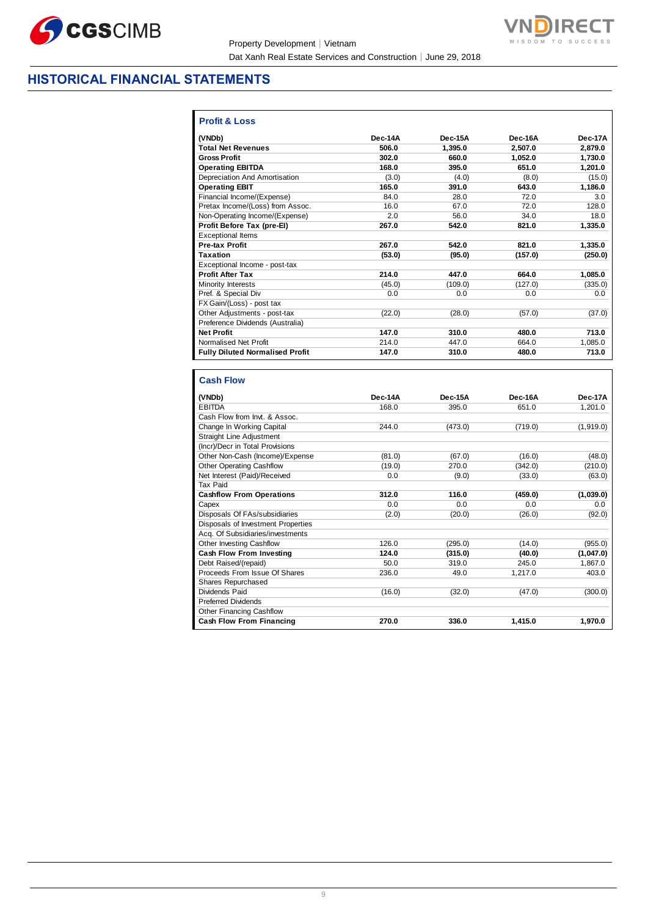# HISTORICAL FINANCIAL STATEMENTS

### Profit & Loss

| (VNDb) | Dec-14A | Dec-15A | Dec-16A | Dec-17A |
|---|---|---|---|---|
| **Total Net Revenues** | **506.0** | **1,395.0** | **2,507.0** | **2,879.0** |
| **Gross Profit** | **302.0** | **660.0** | **1,052.0** | **1,730.0** |
| **Operating EBITDA** | **168.0** | **395.0** | **651.0** | **1,201.0** |
| Depreciation And Amortisation | (3.0) | (4.0) | (8.0) | (15.0) |
| **Operating EBIT** | **165.0** | **391.0** | **643.0** | **1,186.0** |
| Financial Income/(Expense) | 84.0 | 28.0 | 72.0 | 3.0 |
| Pretax Income/(Loss) from Assoc. | 16.0 | 67.0 | 72.0 | 128.0 |
| Non-Operating Income/(Expense) | 2.0 | 56.0 | 34.0 | 18.0 |
| **Profit Before Tax (pre-EI)** | **267.0** | **542.0** | **821.0** | **1,335.0** |
| Exceptional Items | | | | |
| **Pre-tax Profit** | **267.0** | **542.0** | **821.0** | **1,335.0** |
| **Taxation** | **(53.0)** | **(95.0)** | **(157.0)** | **(250.0)** |
| Exceptional Income - post-tax | | | | |
| **Profit After Tax** | **214.0** | **447.0** | **664.0** | **1,085.0** |
| Minority Interests | (45.0) | (109.0) | (127.0) | (335.0) |
| Pref. & Special Div | 0.0 | 0.0 | 0.0 | 0.0 |
| FX Gain/(Loss) - post tax | | | | |
| Other Adjustments - post-tax | (22.0) | (28.0) | (57.0) | (37.0) |
| Preference Dividends (Australia) | | | | |
| **Net Profit** | **147.0** | **310.0** | **480.0** | **713.0** |
| Normalised Net Profit | 214.0 | 447.0 | 664.0 | 1,085.0 |
| **Fully Diluted Normalised Profit** | **147.0** | **310.0** | **480.0** | **713.0** |

### Cash Flow

| (VNDb) | Dec-14A | Dec-15A | Dec-16A | Dec-17A |
|---|---|---|---|---|
| EBITDA | 168.0 | 395.0 | 651.0 | 1,201.0 |
| Cash Flow from Invt. & Assoc. | | | | |
| Change In Working Capital | 244.0 | (473.0) | (719.0) | (1,919.0) |
| Straight Line Adjustment | | | | |
| (Incr)/Decr in Total Provisions | | | | |
| Other Non-Cash (Income)/Expense | (81.0) | (67.0) | (16.0) | (48.0) |
| Other Operating Cashflow | (19.0) | 270.0 | (342.0) | (210.0) |
| Net Interest (Paid)/Received | 0.0 | (9.0) | (33.0) | (63.0) |
| Tax Paid | | | | |
| **Cashflow From Operations** | **312.0** | **116.0** | **(459.0)** | **(1,039.0)** |
| Capex | 0.0 | 0.0 | 0.0 | 0.0 |
| Disposals Of FAs/subsidiaries | (2.0) | (20.0) | (26.0) | (92.0) |
| Disposals of Investment Properties | | | | |
| Acq. Of Subsidiaries/investments | | | | |
| Other Investing Cashflow | 126.0 | (295.0) | (14.0) | (955.0) |
| **Cash Flow From Investing** | **124.0** | **(315.0)** | **(40.0)** | **(1,047.0)** |
| Debt Raised/(repaid) | 50.0 | 319.0 | 245.0 | 1,867.0 |
| Proceeds From Issue Of Shares | 236.0 | 49.0 | 1,217.0 | 403.0 |
| Shares Repurchased | | | | |
| Dividends Paid | (16.0) | (32.0) | (47.0) | (300.0) |
| Preferred Dividends | | | | |
| Other Financing Cashflow | | | | |
| **Cash Flow From Financing** | **270.0** | **336.0** | **1,415.0** | **1,970.0** |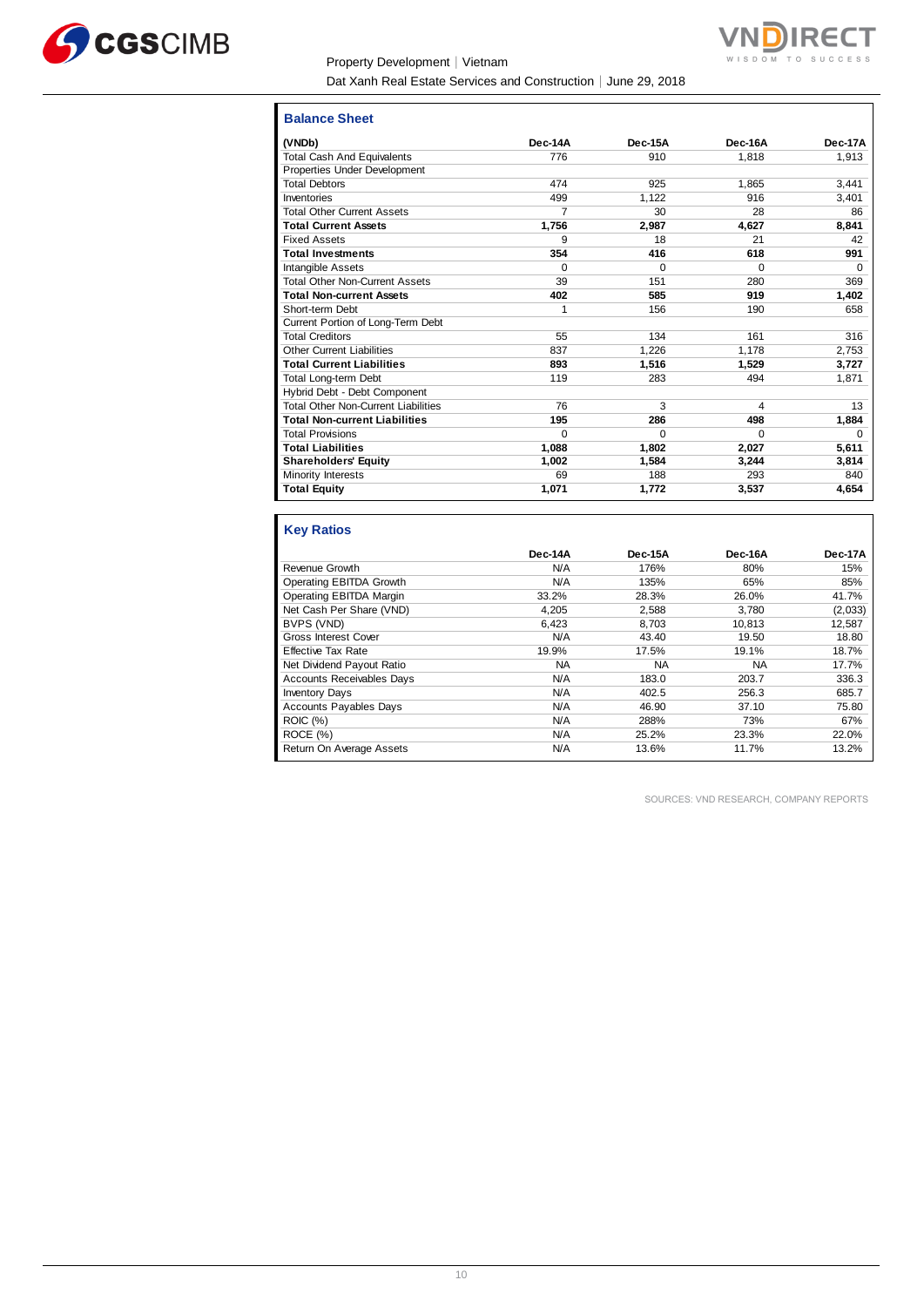### Balance Sheet

| (VNDb) | Dec-14A | Dec-15A | Dec-16A | Dec-17A |
|---|---|---|---|---|
| Total Cash And Equivalents | 776 | 910 | 1,818 | 1,913 |
| Properties Under Development | | | | |
| Total Debtors | 474 | 925 | 1,865 | 3,441 |
| Inventories | 499 | 1,122 | 916 | 3,401 |
| Total Other Current Assets | 7 | 30 | 28 | 86 |
| **Total Current Assets** | **1,756** | **2,987** | **4,627** | **8,841** |
| Fixed Assets | 9 | 18 | 21 | 42 |
| **Total Investments** | **354** | **416** | **618** | **991** |
| Intangible Assets | 0 | 0 | 0 | 0 |
| Total Other Non-Current Assets | 39 | 151 | 280 | 369 |
| **Total Non-current Assets** | **402** | **585** | **919** | **1,402** |
| Short-term Debt | 1 | 156 | 190 | 658 |
| Current Portion of Long-Term Debt | | | | |
| Total Creditors | 55 | 134 | 161 | 316 |
| Other Current Liabilities | 837 | 1,226 | 1,178 | 2,753 |
| **Total Current Liabilities** | **893** | **1,516** | **1,529** | **3,727** |
| Total Long-term Debt | 119 | 283 | 494 | 1,871 |
| Hybrid Debt - Debt Component | | | | |
| Total Other Non-Current Liabilities | 76 | 3 | 4 | 13 |
| **Total Non-current Liabilities** | **195** | **286** | **498** | **1,884** |
| Total Provisions | 0 | 0 | 0 | 0 |
| **Total Liabilities** | **1,088** | **1,802** | **2,027** | **5,611** |
| **Shareholders' Equity** | **1,002** | **1,584** | **3,244** | **3,814** |
| Minority Interests | 69 | 188 | 293 | 840 |
| **Total Equity** | **1,071** | **1,772** | **3,537** | **4,654** |

### Key Ratios

| | Dec-14A | Dec-15A | Dec-16A | Dec-17A |
|---|---|---|---|---|
| Revenue Growth | N/A | 176% | 80% | 15% |
| Operating EBITDA Growth | N/A | 135% | 65% | 85% |
| Operating EBITDA Margin | 33.2% | 28.3% | 26.0% | 41.7% |
| Net Cash Per Share (VND) | 4,205 | 2,588 | 3,780 | (2,033) |
| BVPS (VND) | 6,423 | 8,703 | 10,813 | 12,587 |
| Gross Interest Cover | N/A | 43.40 | 19.50 | 18.80 |
| Effective Tax Rate | 19.9% | 17.5% | 19.1% | 18.7% |
| Net Dividend Payout Ratio | NA | NA | NA | 17.7% |
| Accounts Receivables Days | N/A | 183.0 | 203.7 | 336.3 |
| Inventory Days | N/A | 402.5 | 256.3 | 685.7 |
| Accounts Payables Days | N/A | 46.90 | 37.10 | 75.80 |
| ROIC (%) | N/A | 288% | 73% | 67% |
| ROCE (%) | N/A | 25.2% | 23.3% | 22.0% |
| Return On Average Assets | N/A | 13.6% | 11.7% | 13.2% |

SOURCES: VND RESEARCH, COMPANY REPORTS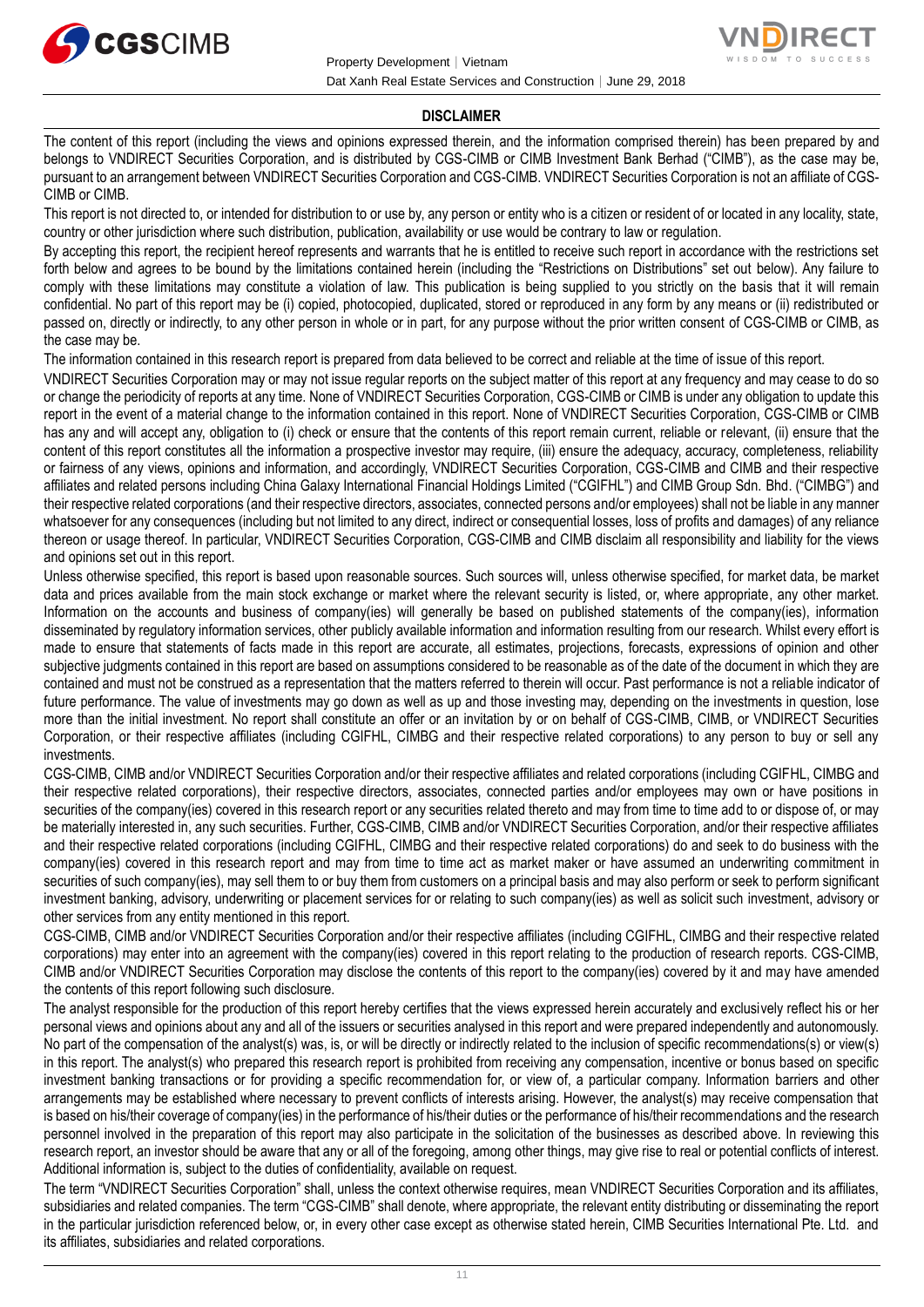## DISCLAIMER

The content of this report (including the views and opinions expressed therein, and the information comprised therein) has been prepared by and belongs to VNDIRECT Securities Corporation, and is distributed by CGS-CIMB or CIMB Investment Bank Berhad ("CIMB"), as the case may be, pursuant to an arrangement between VNDIRECT Securities Corporation and CGS-CIMB. VNDIRECT Securities Corporation is not an affiliate of CGS-CIMB or CIMB.

This report is not directed to, or intended for distribution to or use by, any person or entity who is a citizen or resident of or located in any locality, state, country or other jurisdiction where such distribution, publication, availability or use would be contrary to law or regulation.

By accepting this report, the recipient hereof represents and warrants that he is entitled to receive such report in accordance with the restrictions set forth below and agrees to be bound by the limitations contained herein (including the "Restrictions on Distributions" set out below). Any failure to comply with these limitations may constitute a violation of law. This publication is being supplied to you strictly on the basis that it will remain confidential. No part of this report may be (i) copied, photocopied, duplicated, stored or reproduced in any form by any means or (ii) redistributed or passed on, directly or indirectly, to any other person in whole or in part, for any purpose without the prior written consent of CGS-CIMB or CIMB, as the case may be.

The information contained in this research report is prepared from data believed to be correct and reliable at the time of issue of this report.

VNDIRECT Securities Corporation may or may not issue regular reports on the subject matter of this report at any frequency and may cease to do so or change the periodicity of reports at any time. None of VNDIRECT Securities Corporation, CGS-CIMB or CIMB is under any obligation to update this report in the event of a material change to the information contained in this report. None of VNDIRECT Securities Corporation, CGS-CIMB or CIMB has any and will accept any, obligation to (i) check or ensure that the contents of this report remain current, reliable or relevant, (ii) ensure that the content of this report constitutes all the information a prospective investor may require, (iii) ensure the adequacy, accuracy, completeness, reliability or fairness of any views, opinions and information, and accordingly, VNDIRECT Securities Corporation, CGS-CIMB and CIMB and their respective affiliates and related persons including China Galaxy International Financial Holdings Limited ("CGIFHL") and CIMB Group Sdn. Bhd. ("CIMBG") and their respective related corporations (and their respective directors, associates, connected persons and/or employees) shall not be liable in any manner whatsoever for any consequences (including but not limited to any direct, indirect or consequential losses, loss of profits and damages) of any reliance thereon or usage thereof. In particular, VNDIRECT Securities Corporation, CGS-CIMB and CIMB disclaim all responsibility and liability for the views and opinions set out in this report.

Unless otherwise specified, this report is based upon reasonable sources. Such sources will, unless otherwise specified, for market data, be market data and prices available from the main stock exchange or market where the relevant security is listed, or, where appropriate, any other market. Information on the accounts and business of company(ies) will generally be based on published statements of the company(ies), information disseminated by regulatory information services, other publicly available information and information resulting from our research. Whilst every effort is made to ensure that statements of facts made in this report are accurate, all estimates, projections, forecasts, expressions of opinion and other subjective judgments contained in this report are based on assumptions considered to be reasonable as of the date of the document in which they are contained and must not be construed as a representation that the matters referred to therein will occur. Past performance is not a reliable indicator of future performance. The value of investments may go down as well as up and those investing may, depending on the investments in question, lose more than the initial investment. No report shall constitute an offer or an invitation by or on behalf of CGS-CIMB, CIMB, or VNDIRECT Securities Corporation, or their respective affiliates (including CGIFHL, CIMBG and their respective related corporations) to any person to buy or sell any investments.

CGS-CIMB, CIMB and/or VNDIRECT Securities Corporation and/or their respective affiliates and related corporations (including CGIFHL, CIMBG and their respective related corporations), their respective directors, associates, connected parties and/or employees may own or have positions in securities of the company(ies) covered in this research report or any securities related thereto and may from time to time add to or dispose of, or may be materially interested in, any such securities. Further, CGS-CIMB, CIMB and/or VNDIRECT Securities Corporation, and/or their respective affiliates and their respective related corporations (including CGIFHL, CIMBG and their respective related corporations) do and seek to do business with the company(ies) covered in this research report and may from time to time act as market maker or have assumed an underwriting commitment in securities of such company(ies), may sell them to or buy them from customers on a principal basis and may also perform or seek to perform significant investment banking, advisory, underwriting or placement services for or relating to such company(ies) as well as solicit such investment, advisory or other services from any entity mentioned in this report.

CGS-CIMB, CIMB and/or VNDIRECT Securities Corporation and/or their respective affiliates (including CGIFHL, CIMBG and their respective related corporations) may enter into an agreement with the company(ies) covered in this report relating to the production of research reports. CGS-CIMB, CIMB and/or VNDIRECT Securities Corporation may disclose the contents of this report to the company(ies) covered by it and may have amended the contents of this report following such disclosure.

The analyst responsible for the production of this report hereby certifies that the views expressed herein accurately and exclusively reflect his or her personal views and opinions about any and all of the issuers or securities analysed in this report and were prepared independently and autonomously. No part of the compensation of the analyst(s) was, is, or will be directly or indirectly related to the inclusion of specific recommendations(s) or view(s) in this report. The analyst(s) who prepared this research report is prohibited from receiving any compensation, incentive or bonus based on specific investment banking transactions or for providing a specific recommendation for, or view of, a particular company. Information barriers and other arrangements may be established where necessary to prevent conflicts of interests arising. However, the analyst(s) may receive compensation that is based on his/their coverage of company(ies) in the performance of his/their duties or the performance of his/their recommendations and the research personnel involved in the preparation of this report may also participate in the solicitation of the businesses as described above. In reviewing this research report, an investor should be aware that any or all of the foregoing, among other things, may give rise to real or potential conflicts of interest. Additional information is, subject to the duties of confidentiality, available on request.

The term "VNDIRECT Securities Corporation" shall, unless the context otherwise requires, mean VNDIRECT Securities Corporation and its affiliates, subsidiaries and related companies. The term "CGS-CIMB" shall denote, where appropriate, the relevant entity distributing or disseminating the report in the particular jurisdiction referenced below, or, in every other case except as otherwise stated herein, CIMB Securities International Pte. Ltd. and its affiliates, subsidiaries and related corporations.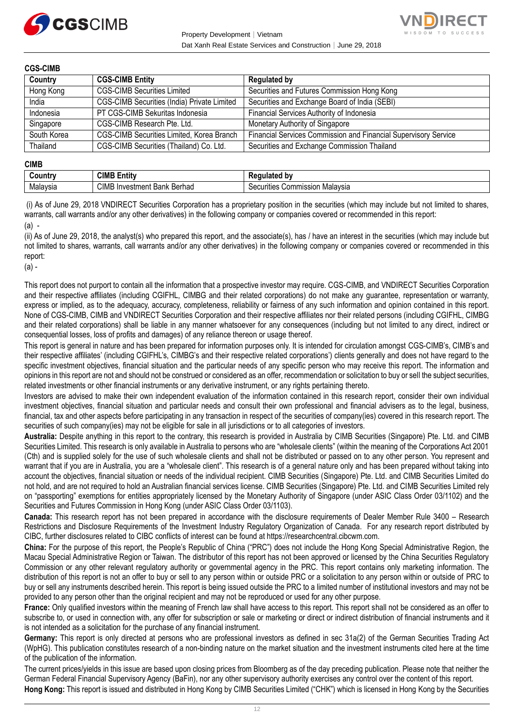**CGS-CIMB**

| Country | CGS-CIMB Entity | Regulated by |
|---|---|---|
| Hong Kong | CGS-CIMB Securities Limited | Securities and Futures Commission Hong Kong |
| India | CGS-CIMB Securities (India) Private Limited | Securities and Exchange Board of India (SEBI) |
| Indonesia | PT CGS-CIMB Sekuritas Indonesia | Financial Services Authority of Indonesia |
| Singapore | CGS-CIMB Research Pte. Ltd. | Monetary Authority of Singapore |
| South Korea | CGS-CIMB Securities Limited, Korea Branch | Financial Services Commission and Financial Supervisory Service |
| Thailand | CGS-CIMB Securities (Thailand) Co. Ltd. | Securities and Exchange Commission Thailand |

**CIMB**

| Country | CIMB Entity | Regulated by |
|---|---|---|
| Malaysia | CIMB Investment Bank Berhad | Securities Commission Malaysia |

(i) As of June 29, 2018 VNDIRECT Securities Corporation has a proprietary position in the securities (which may include but not limited to shares, warrants, call warrants and/or any other derivatives) in the following company or companies covered or recommended in this report:

(a) -

(ii) As of June 29, 2018, the analyst(s) who prepared this report, and the associate(s), has / have an interest in the securities (which may include but not limited to shares, warrants, call warrants and/or any other derivatives) in the following company or companies covered or recommended in this report:

(a) -

This report does not purport to contain all the information that a prospective investor may require. CGS-CIMB, and VNDIRECT Securities Corporation and their respective affiliates (including CGIFHL, CIMBG and their related corporations) do not make any guarantee, representation or warranty, express or implied, as to the adequacy, accuracy, completeness, reliability or fairness of any such information and opinion contained in this report. None of CGS-CIMB, CIMB and VNDIRECT Securities Corporation and their respective affiliates nor their related persons (including CGIFHL, CIMBG and their related corporations) shall be liable in any manner whatsoever for any consequences (including but not limited to any direct, indirect or consequential losses, loss of profits and damages) of any reliance thereon or usage thereof.

This report is general in nature and has been prepared for information purposes only. It is intended for circulation amongst CGS-CIMB's, CIMB's and their respective affiliates' (including CGIFHL's, CIMBG's and their respective related corporations') clients generally and does not have regard to the specific investment objectives, financial situation and the particular needs of any specific person who may receive this report. The information and opinions in this report are not and should not be construed or considered as an offer, recommendation or solicitation to buy or sell the subject securities, related investments or other financial instruments or any derivative instrument, or any rights pertaining thereto.

Investors are advised to make their own independent evaluation of the information contained in this research report, consider their own individual investment objectives, financial situation and particular needs and consult their own professional and financial advisers as to the legal, business, financial, tax and other aspects before participating in any transaction in respect of the securities of company(ies) covered in this research report. The securities of such company(ies) may not be eligible for sale in all jurisdictions or to all categories of investors.

**Australia:** Despite anything in this report to the contrary, this research is provided in Australia by CIMB Securities (Singapore) Pte. Ltd. and CIMB Securities Limited. This research is only available in Australia to persons who are "wholesale clients" (within the meaning of the Corporations Act 2001 (Cth) and is supplied solely for the use of such wholesale clients and shall not be distributed or passed on to any other person. You represent and warrant that if you are in Australia, you are a "wholesale client". This research is of a general nature only and has been prepared without taking into account the objectives, financial situation or needs of the individual recipient. CIMB Securities (Singapore) Pte. Ltd. and CIMB Securities Limited do not hold, and are not required to hold an Australian financial services license. CIMB Securities (Singapore) Pte. Ltd. and CIMB Securities Limited rely on "passporting" exemptions for entities appropriately licensed by the Monetary Authority of Singapore (under ASIC Class Order 03/1102) and the Securities and Futures Commission in Hong Kong (under ASIC Class Order 03/1103).

**Canada:** This research report has not been prepared in accordance with the disclosure requirements of Dealer Member Rule 3400 – Research Restrictions and Disclosure Requirements of the Investment Industry Regulatory Organization of Canada. For any research report distributed by CIBC, further disclosures related to CIBC conflicts of interest can be found at https://researchcentral.cibcwm.com.

**China:** For the purpose of this report, the People's Republic of China ("PRC") does not include the Hong Kong Special Administrative Region, the Macau Special Administrative Region or Taiwan. The distributor of this report has not been approved or licensed by the China Securities Regulatory Commission or any other relevant regulatory authority or governmental agency in the PRC. This report contains only marketing information. The distribution of this report is not an offer to buy or sell to any person within or outside PRC or a solicitation to any person within or outside of PRC to buy or sell any instruments described herein. This report is being issued outside the PRC to a limited number of institutional investors and may not be provided to any person other than the original recipient and may not be reproduced or used for any other purpose.

**France:** Only qualified investors within the meaning of French law shall have access to this report. This report shall not be considered as an offer to subscribe to, or used in connection with, any offer for subscription or sale or marketing or direct or indirect distribution of financial instruments and it is not intended as a solicitation for the purchase of any financial instrument.

**Germany:** This report is only directed at persons who are professional investors as defined in sec 31a(2) of the German Securities Trading Act (WpHG). This publication constitutes research of a non-binding nature on the market situation and the investment instruments cited here at the time of the publication of the information.

The current prices/yields in this issue are based upon closing prices from Bloomberg as of the day preceding publication. Please note that neither the German Federal Financial Supervisory Agency (BaFin), nor any other supervisory authority exercises any control over the content of this report.

**Hong Kong:** This report is issued and distributed in Hong Kong by CIMB Securities Limited ("CHK") which is licensed in Hong Kong by the Securities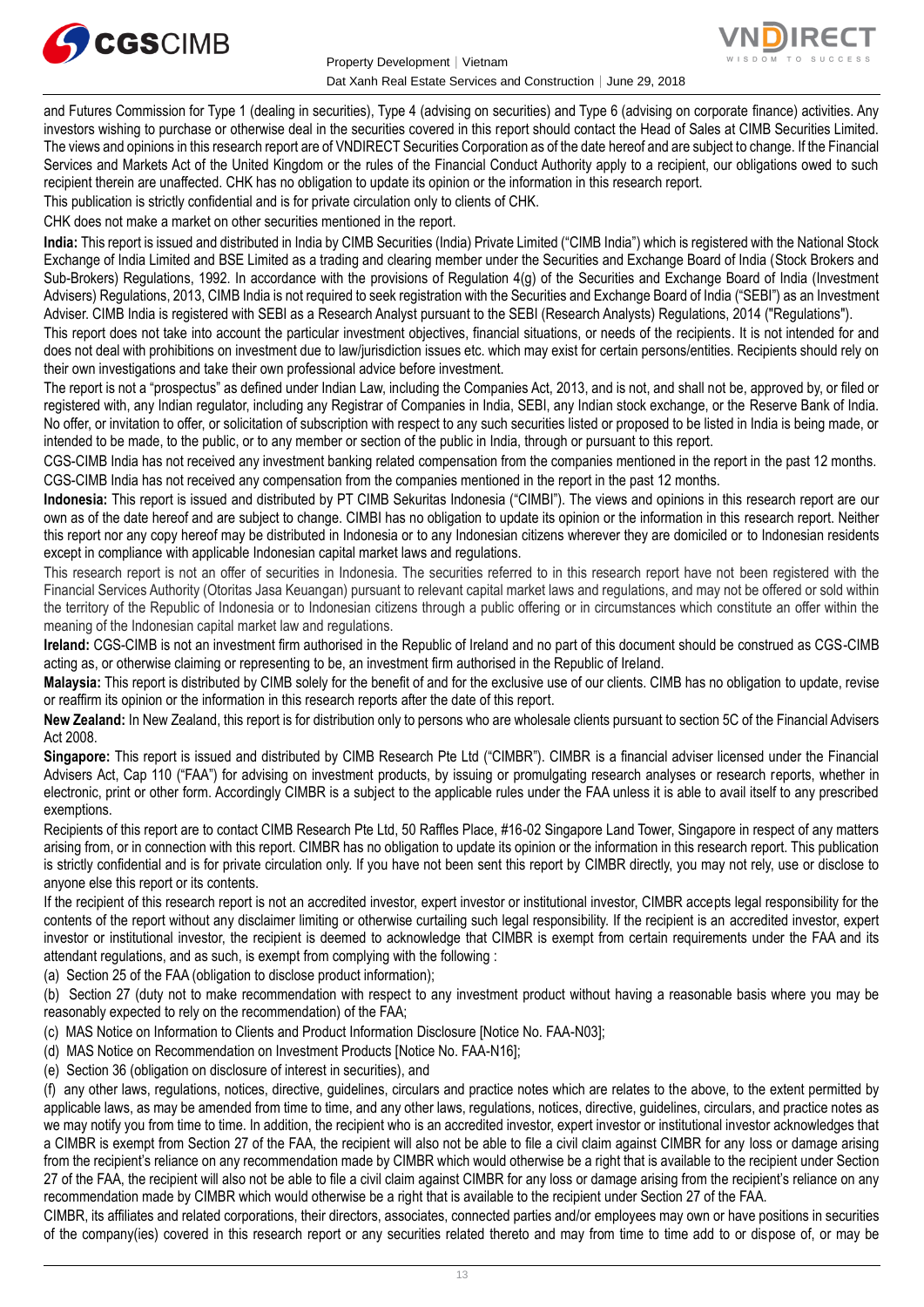and Futures Commission for Type 1 (dealing in securities), Type 4 (advising on securities) and Type 6 (advising on corporate finance) activities. Any investors wishing to purchase or otherwise deal in the securities covered in this report should contact the Head of Sales at CIMB Securities Limited. The views and opinions in this research report are of VNDIRECT Securities Corporation as of the date hereof and are subject to change. If the Financial Services and Markets Act of the United Kingdom or the rules of the Financial Conduct Authority apply to a recipient, our obligations owed to such recipient therein are unaffected. CHK has no obligation to update its opinion or the information in this research report.

This publication is strictly confidential and is for private circulation only to clients of CHK.

CHK does not make a market on other securities mentioned in the report.

**India:** This report is issued and distributed in India by CIMB Securities (India) Private Limited ("CIMB India") which is registered with the National Stock Exchange of India Limited and BSE Limited as a trading and clearing member under the Securities and Exchange Board of India (Stock Brokers and Sub-Brokers) Regulations, 1992. In accordance with the provisions of Regulation 4(g) of the Securities and Exchange Board of India (Investment Advisers) Regulations, 2013, CIMB India is not required to seek registration with the Securities and Exchange Board of India ("SEBI") as an Investment Adviser. CIMB India is registered with SEBI as a Research Analyst pursuant to the SEBI (Research Analysts) Regulations, 2014 ("Regulations").

This report does not take into account the particular investment objectives, financial situations, or needs of the recipients. It is not intended for and does not deal with prohibitions on investment due to law/jurisdiction issues etc. which may exist for certain persons/entities. Recipients should rely on their own investigations and take their own professional advice before investment.

The report is not a "prospectus" as defined under Indian Law, including the Companies Act, 2013, and is not, and shall not be, approved by, or filed or registered with, any Indian regulator, including any Registrar of Companies in India, SEBI, any Indian stock exchange, or the Reserve Bank of India. No offer, or invitation to offer, or solicitation of subscription with respect to any such securities listed or proposed to be listed in India is being made, or intended to be made, to the public, or to any member or section of the public in India, through or pursuant to this report.

CGS-CIMB India has not received any investment banking related compensation from the companies mentioned in the report in the past 12 months. CGS-CIMB India has not received any compensation from the companies mentioned in the report in the past 12 months.

**Indonesia:** This report is issued and distributed by PT CIMB Sekuritas Indonesia ("CIMBI"). The views and opinions in this research report are our own as of the date hereof and are subject to change. CIMBI has no obligation to update its opinion or the information in this research report. Neither this report nor any copy hereof may be distributed in Indonesia or to any Indonesian citizens wherever they are domiciled or to Indonesian residents except in compliance with applicable Indonesian capital market laws and regulations.

This research report is not an offer of securities in Indonesia. The securities referred to in this research report have not been registered with the Financial Services Authority (Otoritas Jasa Keuangan) pursuant to relevant capital market laws and regulations, and may not be offered or sold within the territory of the Republic of Indonesia or to Indonesian citizens through a public offering or in circumstances which constitute an offer within the meaning of the Indonesian capital market law and regulations.

**Ireland:** CGS-CIMB is not an investment firm authorised in the Republic of Ireland and no part of this document should be construed as CGS-CIMB acting as, or otherwise claiming or representing to be, an investment firm authorised in the Republic of Ireland.

**Malaysia:** This report is distributed by CIMB solely for the benefit of and for the exclusive use of our clients. CIMB has no obligation to update, revise or reaffirm its opinion or the information in this research reports after the date of this report.

**New Zealand:** In New Zealand, this report is for distribution only to persons who are wholesale clients pursuant to section 5C of the Financial Advisers Act 2008.

**Singapore:** This report is issued and distributed by CIMB Research Pte Ltd ("CIMBR"). CIMBR is a financial adviser licensed under the Financial Advisers Act, Cap 110 ("FAA") for advising on investment products, by issuing or promulgating research analyses or research reports, whether in electronic, print or other form. Accordingly CIMBR is a subject to the applicable rules under the FAA unless it is able to avail itself to any prescribed exemptions.

Recipients of this report are to contact CIMB Research Pte Ltd, 50 Raffles Place, #16-02 Singapore Land Tower, Singapore in respect of any matters arising from, or in connection with this report. CIMBR has no obligation to update its opinion or the information in this research report. This publication is strictly confidential and is for private circulation only. If you have not been sent this report by CIMBR directly, you may not rely, use or disclose to anyone else this report or its contents.

If the recipient of this research report is not an accredited investor, expert investor or institutional investor, CIMBR accepts legal responsibility for the contents of the report without any disclaimer limiting or otherwise curtailing such legal responsibility. If the recipient is an accredited investor, expert investor or institutional investor, the recipient is deemed to acknowledge that CIMBR is exempt from certain requirements under the FAA and its attendant regulations, and as such, is exempt from complying with the following :

(a) Section 25 of the FAA (obligation to disclose product information);

(b) Section 27 (duty not to make recommendation with respect to any investment product without having a reasonable basis where you may be reasonably expected to rely on the recommendation) of the FAA;

(c) MAS Notice on Information to Clients and Product Information Disclosure [Notice No. FAA-N03];

(d) MAS Notice on Recommendation on Investment Products [Notice No. FAA-N16];

(e) Section 36 (obligation on disclosure of interest in securities), and

(f) any other laws, regulations, notices, directive, guidelines, circulars and practice notes which are relates to the above, to the extent permitted by applicable laws, as may be amended from time to time, and any other laws, regulations, notices, directive, guidelines, circulars, and practice notes as we may notify you from time to time. In addition, the recipient who is an accredited investor, expert investor or institutional investor acknowledges that a CIMBR is exempt from Section 27 of the FAA, the recipient will also not be able to file a civil claim against CIMBR for any loss or damage arising from the recipient's reliance on any recommendation made by CIMBR which would otherwise be a right that is available to the recipient under Section 27 of the FAA, the recipient will also not be able to file a civil claim against CIMBR for any loss or damage arising from the recipient's reliance on any recommendation made by CIMBR which would otherwise be a right that is available to the recipient under Section 27 of the FAA.

CIMBR, its affiliates and related corporations, their directors, associates, connected parties and/or employees may own or have positions in securities of the company(ies) covered in this research report or any securities related thereto and may from time to time add to or dispose of, or may be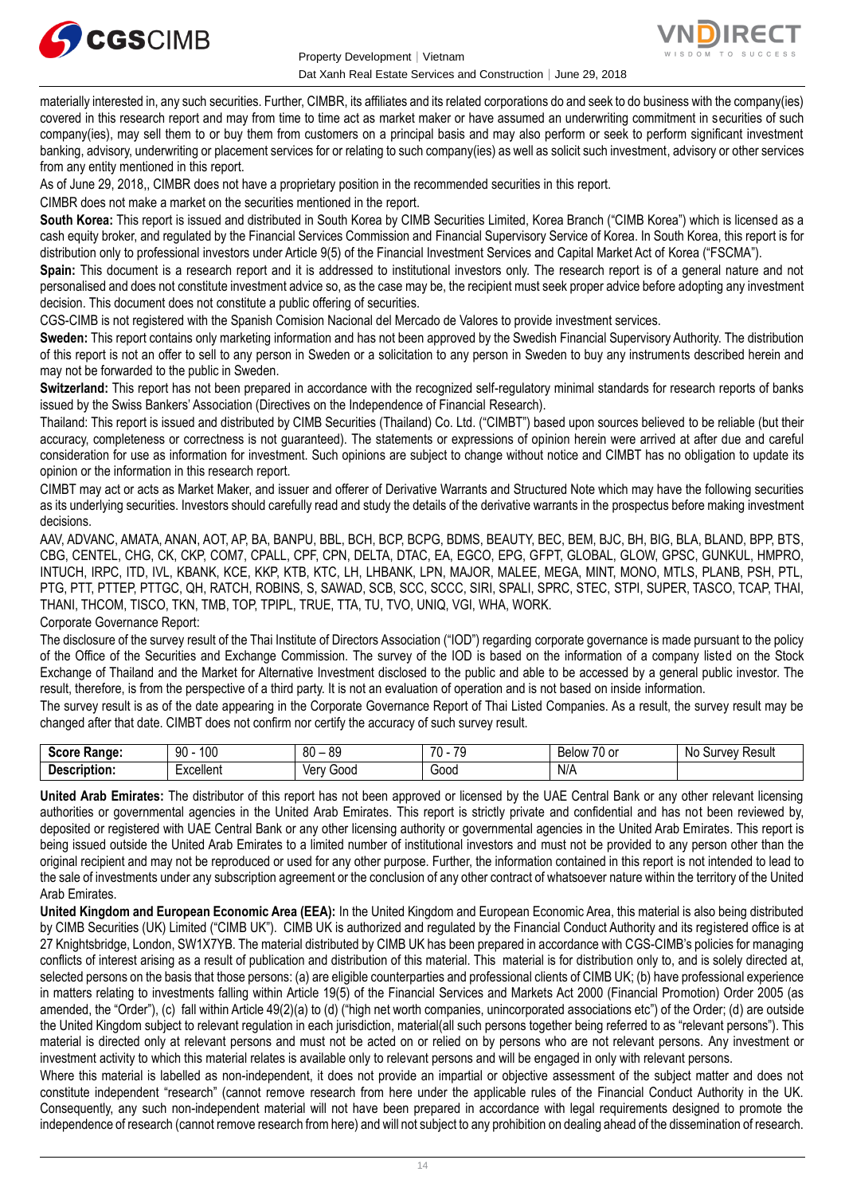materially interested in, any such securities. Further, CIMBR, its affiliates and its related corporations do and seek to do business with the company(ies) covered in this research report and may from time to time act as market maker or have assumed an underwriting commitment in securities of such company(ies), may sell them to or buy them from customers on a principal basis and may also perform or seek to perform significant investment banking, advisory, underwriting or placement services for or relating to such company(ies) as well as solicit such investment, advisory or other services from any entity mentioned in this report.

As of June 29, 2018,, CIMBR does not have a proprietary position in the recommended securities in this report.

CIMBR does not make a market on the securities mentioned in the report.

**South Korea:** This report is issued and distributed in South Korea by CIMB Securities Limited, Korea Branch ("CIMB Korea") which is licensed as a cash equity broker, and regulated by the Financial Services Commission and Financial Supervisory Service of Korea. In South Korea, this report is for distribution only to professional investors under Article 9(5) of the Financial Investment Services and Capital Market Act of Korea ("FSCMA").

**Spain:** This document is a research report and it is addressed to institutional investors only. The research report is of a general nature and not personalised and does not constitute investment advice so, as the case may be, the recipient must seek proper advice before adopting any investment decision. This document does not constitute a public offering of securities.

CGS-CIMB is not registered with the Spanish Comision Nacional del Mercado de Valores to provide investment services.

**Sweden:** This report contains only marketing information and has not been approved by the Swedish Financial Supervisory Authority. The distribution of this report is not an offer to sell to any person in Sweden or a solicitation to any person in Sweden to buy any instruments described herein and may not be forwarded to the public in Sweden.

**Switzerland:** This report has not been prepared in accordance with the recognized self-regulatory minimal standards for research reports of banks issued by the Swiss Bankers' Association (Directives on the Independence of Financial Research).

Thailand: This report is issued and distributed by CIMB Securities (Thailand) Co. Ltd. ("CIMBT") based upon sources believed to be reliable (but their accuracy, completeness or correctness is not guaranteed). The statements or expressions of opinion herein were arrived at after due and careful consideration for use as information for investment. Such opinions are subject to change without notice and CIMBT has no obligation to update its opinion or the information in this research report.

CIMBT may act or acts as Market Maker, and issuer and offerer of Derivative Warrants and Structured Note which may have the following securities as its underlying securities. Investors should carefully read and study the details of the derivative warrants in the prospectus before making investment decisions.

AAV, ADVANC, AMATA, ANAN, AOT, AP, BA, BANPU, BBL, BCH, BCP, BCPG, BDMS, BEAUTY, BEC, BEM, BJC, BH, BIG, BLA, BLAND, BPP, BTS, CBG, CENTEL, CHG, CK, CKP, COM7, CPALL, CPF, CPN, DELTA, DTAC, EA, EGCO, EPG, GFPT, GLOBAL, GLOW, GPSC, GUNKUL, HMPRO, INTUCH, IRPC, ITD, IVL, KBANK, KCE, KKP, KTB, KTC, LH, LHBANK, LPN, MAJOR, MALEE, MEGA, MINT, MONO, MTLS, PLANB, PSH, PTL, PTG, PTT, PTTEP, PTTGC, QH, RATCH, ROBINS, S, SAWAD, SCB, SCC, SCCC, SIRI, SPALI, SPRC, STEC, STPI, SUPER, TASCO, TCAP, THAI, THANI, THCOM, TISCO, TKN, TMB, TOP, TPIPL, TRUE, TTA, TU, TVO, UNIQ, VGI, WHA, WORK.

Corporate Governance Report:

The disclosure of the survey result of the Thai Institute of Directors Association ("IOD") regarding corporate governance is made pursuant to the policy of the Office of the Securities and Exchange Commission. The survey of the IOD is based on the information of a company listed on the Stock Exchange of Thailand and the Market for Alternative Investment disclosed to the public and able to be accessed by a general public investor. The result, therefore, is from the perspective of a third party. It is not an evaluation of operation and is not based on inside information.

The survey result is as of the date appearing in the Corporate Governance Report of Thai Listed Companies. As a result, the survey result may be changed after that date. CIMBT does not confirm nor certify the accuracy of such survey result.

| **Score Range:** | 90 - 100 | 80 – 89 | 70 - 79 | Below 70 or | No Survey Result |
|---|---|---|---|---|---|
| **Description:** | Excellent | Very Good | Good | N/A | |

**United Arab Emirates:** The distributor of this report has not been approved or licensed by the UAE Central Bank or any other relevant licensing authorities or governmental agencies in the United Arab Emirates. This report is strictly private and confidential and has not been reviewed by, deposited or registered with UAE Central Bank or any other licensing authority or governmental agencies in the United Arab Emirates. This report is being issued outside the United Arab Emirates to a limited number of institutional investors and must not be provided to any person other than the original recipient and may not be reproduced or used for any other purpose. Further, the information contained in this report is not intended to lead to the sale of investments under any subscription agreement or the conclusion of any other contract of whatsoever nature within the territory of the United Arab Emirates.

**United Kingdom and European Economic Area (EEA):** In the United Kingdom and European Economic Area, this material is also being distributed by CIMB Securities (UK) Limited ("CIMB UK"). CIMB UK is authorized and regulated by the Financial Conduct Authority and its registered office is at 27 Knightsbridge, London, SW1X7YB. The material distributed by CIMB UK has been prepared in accordance with CGS-CIMB's policies for managing conflicts of interest arising as a result of publication and distribution of this material. This material is for distribution only to, and is solely directed at, selected persons on the basis that those persons: (a) are eligible counterparties and professional clients of CIMB UK; (b) have professional experience in matters relating to investments falling within Article 19(5) of the Financial Services and Markets Act 2000 (Financial Promotion) Order 2005 (as amended, the "Order"), (c) fall within Article 49(2)(a) to (d) ("high net worth companies, unincorporated associations etc") of the Order; (d) are outside the United Kingdom subject to relevant regulation in each jurisdiction, material(all such persons together being referred to as "relevant persons"). This material is directed only at relevant persons and must not be acted on or relied on by persons who are not relevant persons. Any investment or investment activity to which this material relates is available only to relevant persons and will be engaged in only with relevant persons.

Where this material is labelled as non-independent, it does not provide an impartial or objective assessment of the subject matter and does not constitute independent "research" (cannot remove research from here under the applicable rules of the Financial Conduct Authority in the UK. Consequently, any such non-independent material will not have been prepared in accordance with legal requirements designed to promote the independence of research (cannot remove research from here) and will not subject to any prohibition on dealing ahead of the dissemination of research.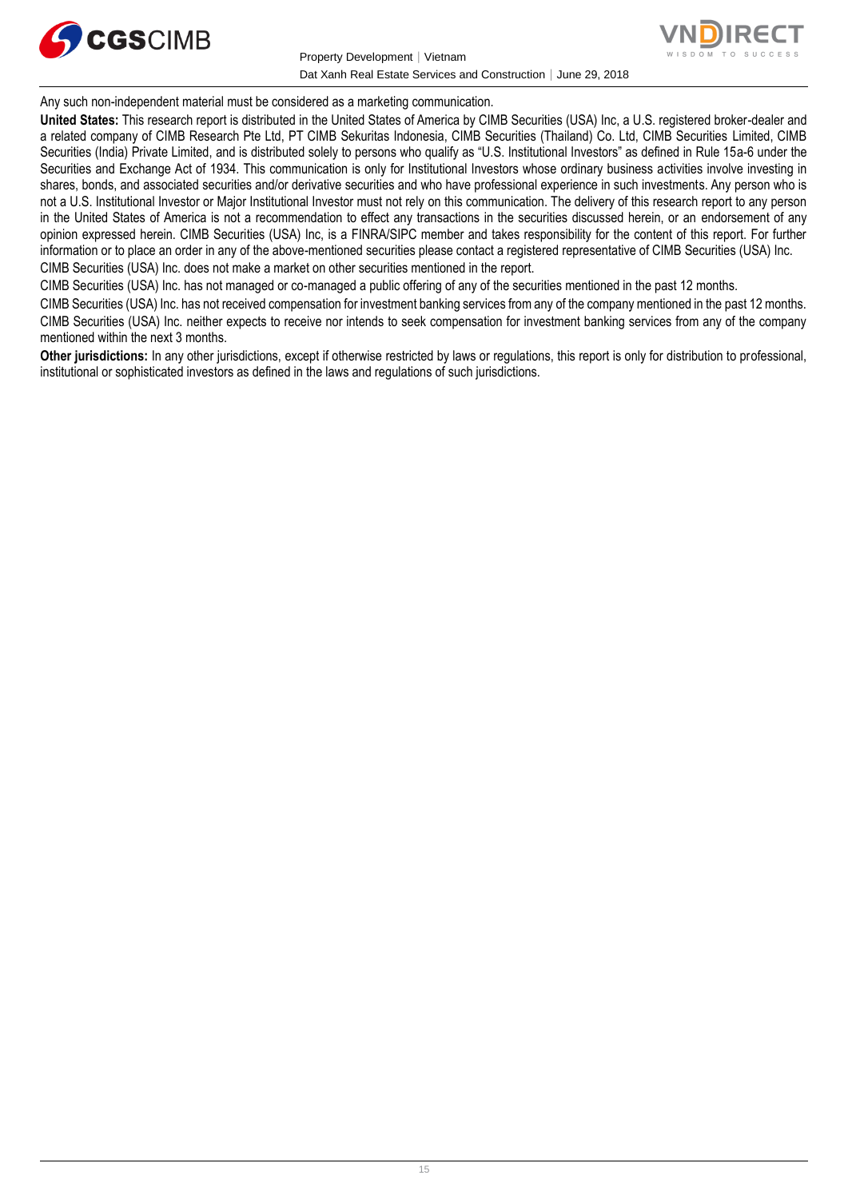Any such non-independent material must be considered as a marketing communication.

**United States:** This research report is distributed in the United States of America by CIMB Securities (USA) Inc, a U.S. registered broker-dealer and a related company of CIMB Research Pte Ltd, PT CIMB Sekuritas Indonesia, CIMB Securities (Thailand) Co. Ltd, CIMB Securities Limited, CIMB Securities (India) Private Limited, and is distributed solely to persons who qualify as "U.S. Institutional Investors" as defined in Rule 15a-6 under the Securities and Exchange Act of 1934. This communication is only for Institutional Investors whose ordinary business activities involve investing in shares, bonds, and associated securities and/or derivative securities and who have professional experience in such investments. Any person who is not a U.S. Institutional Investor or Major Institutional Investor must not rely on this communication. The delivery of this research report to any person in the United States of America is not a recommendation to effect any transactions in the securities discussed herein, or an endorsement of any opinion expressed herein. CIMB Securities (USA) Inc, is a FINRA/SIPC member and takes responsibility for the content of this report. For further information or to place an order in any of the above-mentioned securities please contact a registered representative of CIMB Securities (USA) Inc.

CIMB Securities (USA) Inc. does not make a market on other securities mentioned in the report.

CIMB Securities (USA) Inc. has not managed or co-managed a public offering of any of the securities mentioned in the past 12 months.

CIMB Securities (USA) Inc. has not received compensation for investment banking services from any of the company mentioned in the past 12 months.

CIMB Securities (USA) Inc. neither expects to receive nor intends to seek compensation for investment banking services from any of the company mentioned within the next 3 months.

**Other jurisdictions:** In any other jurisdictions, except if otherwise restricted by laws or regulations, this report is only for distribution to professional, institutional or sophisticated investors as defined in the laws and regulations of such jurisdictions.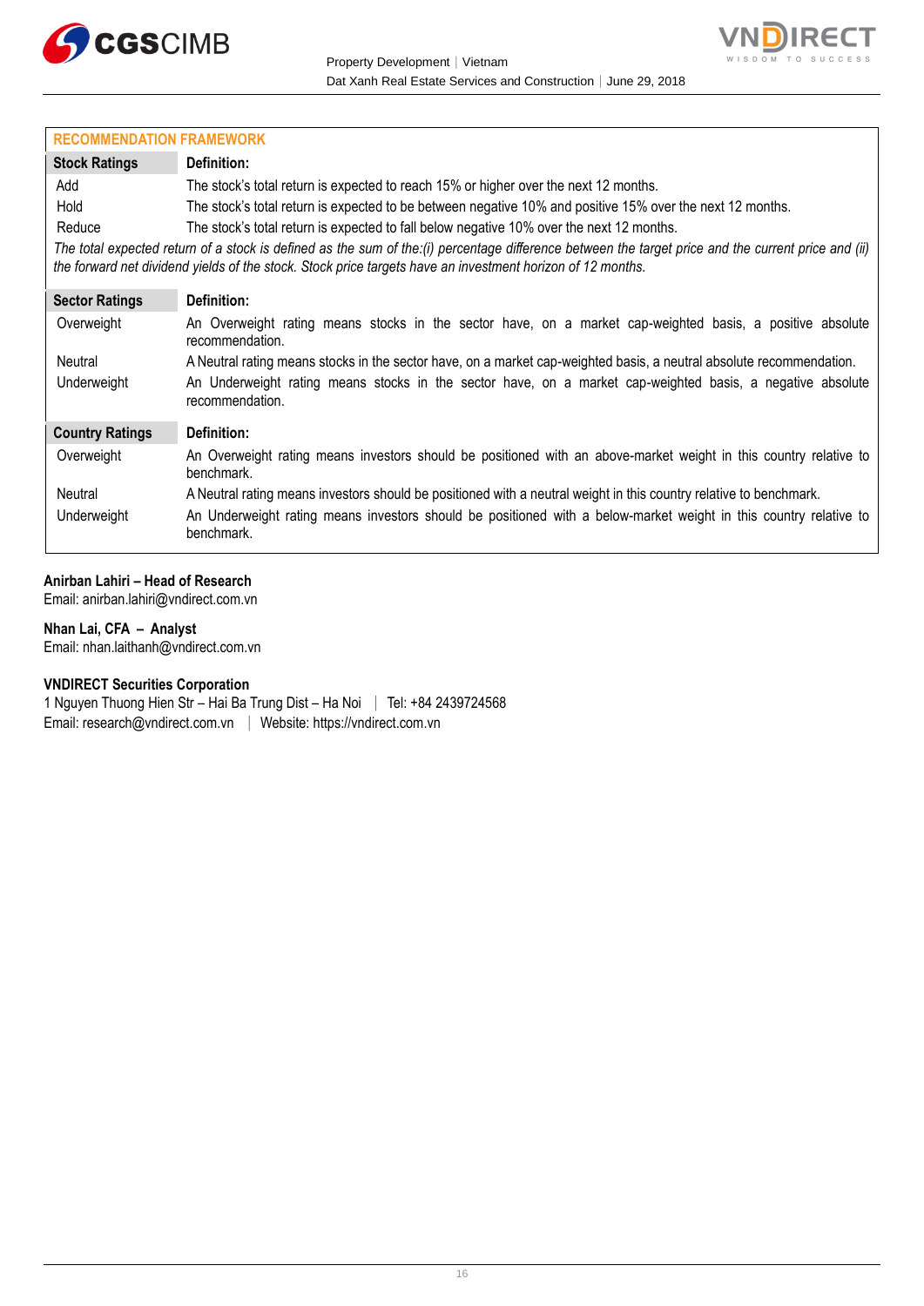## RECOMMENDATION FRAMEWORK

| Stock Ratings | Definition: |
|---|---|
| Add | The stock's total return is expected to reach 15% or higher over the next 12 months. |
| Hold | The stock's total return is expected to be between negative 10% and positive 15% over the next 12 months. |
| Reduce | The stock's total return is expected to fall below negative 10% over the next 12 months. |

*The total expected return of a stock is defined as the sum of the:(i) percentage difference between the target price and the current price and (ii) the forward net dividend yields of the stock. Stock price targets have an investment horizon of 12 months.*

| Sector Ratings | Definition: |
|---|---|
| Overweight | An Overweight rating means stocks in the sector have, on a market cap-weighted basis, a positive absolute recommendation. |
| Neutral | A Neutral rating means stocks in the sector have, on a market cap-weighted basis, a neutral absolute recommendation. |
| Underweight | An Underweight rating means stocks in the sector have, on a market cap-weighted basis, a negative absolute recommendation. |

| Country Ratings | Definition: |
|---|---|
| Overweight | An Overweight rating means investors should be positioned with an above-market weight in this country relative to benchmark. |
| Neutral | A Neutral rating means investors should be positioned with a neutral weight in this country relative to benchmark. |
| Underweight | An Underweight rating means investors should be positioned with a below-market weight in this country relative to benchmark. |

**Anirban Lahiri – Head of Research**
Email: anirban.lahiri@vndirect.com.vn

**Nhan Lai, CFA – Analyst**
Email: nhan.laithanh@vndirect.com.vn

**VNDIRECT Securities Corporation**
1 Nguyen Thuong Hien Str – Hai Ba Trung Dist – Ha Noi | Tel: +84 2439724568
Email: research@vndirect.com.vn | Website: https://vndirect.com.vn